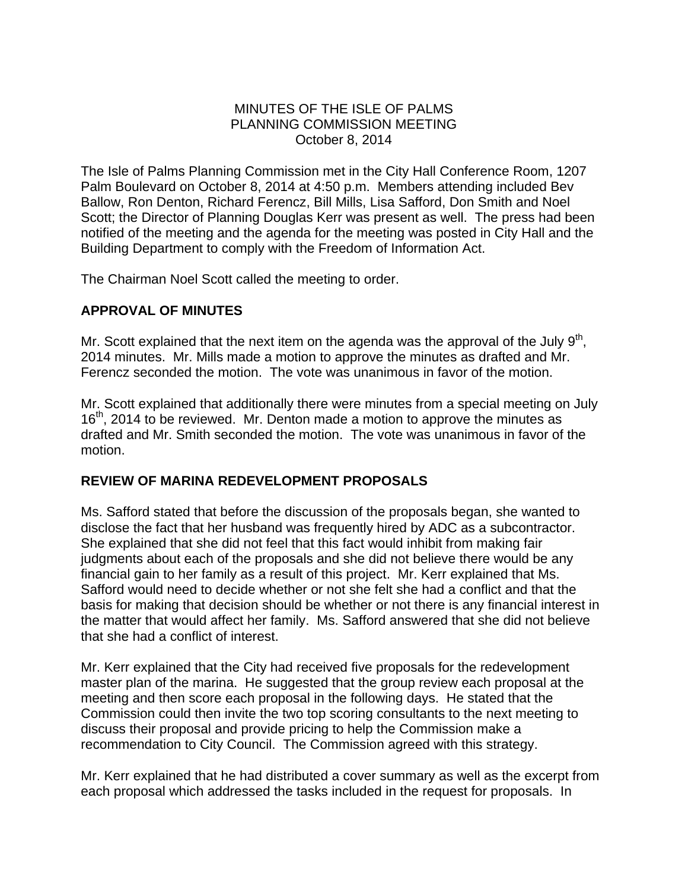MINUTES OF THE ISLE OF PALMS
PLANNING COMMISSION MEETING
October 8, 2014

The Isle of Palms Planning Commission met in the City Hall Conference Room, 1207 Palm Boulevard on October 8, 2014 at 4:50 p.m. Members attending included Bev Ballow, Ron Denton, Richard Ferencz, Bill Mills, Lisa Safford, Don Smith and Noel Scott; the Director of Planning Douglas Kerr was present as well. The press had been notified of the meeting and the agenda for the meeting was posted in City Hall and the Building Department to comply with the Freedom of Information Act.

The Chairman Noel Scott called the meeting to order.

## APPROVAL OF MINUTES

Mr. Scott explained that the next item on the agenda was the approval of the July 9th, 2014 minutes. Mr. Mills made a motion to approve the minutes as drafted and Mr. Ferencz seconded the motion. The vote was unanimous in favor of the motion.

Mr. Scott explained that additionally there were minutes from a special meeting on July 16th, 2014 to be reviewed. Mr. Denton made a motion to approve the minutes as drafted and Mr. Smith seconded the motion. The vote was unanimous in favor of the motion.

## REVIEW OF MARINA REDEVELOPMENT PROPOSALS

Ms. Safford stated that before the discussion of the proposals began, she wanted to disclose the fact that her husband was frequently hired by ADC as a subcontractor. She explained that she did not feel that this fact would inhibit from making fair judgments about each of the proposals and she did not believe there would be any financial gain to her family as a result of this project. Mr. Kerr explained that Ms. Safford would need to decide whether or not she felt she had a conflict and that the basis for making that decision should be whether or not there is any financial interest in the matter that would affect her family. Ms. Safford answered that she did not believe that she had a conflict of interest.

Mr. Kerr explained that the City had received five proposals for the redevelopment master plan of the marina. He suggested that the group review each proposal at the meeting and then score each proposal in the following days. He stated that the Commission could then invite the two top scoring consultants to the next meeting to discuss their proposal and provide pricing to help the Commission make a recommendation to City Council. The Commission agreed with this strategy.

Mr. Kerr explained that he had distributed a cover summary as well as the excerpt from each proposal which addressed the tasks included in the request for proposals. In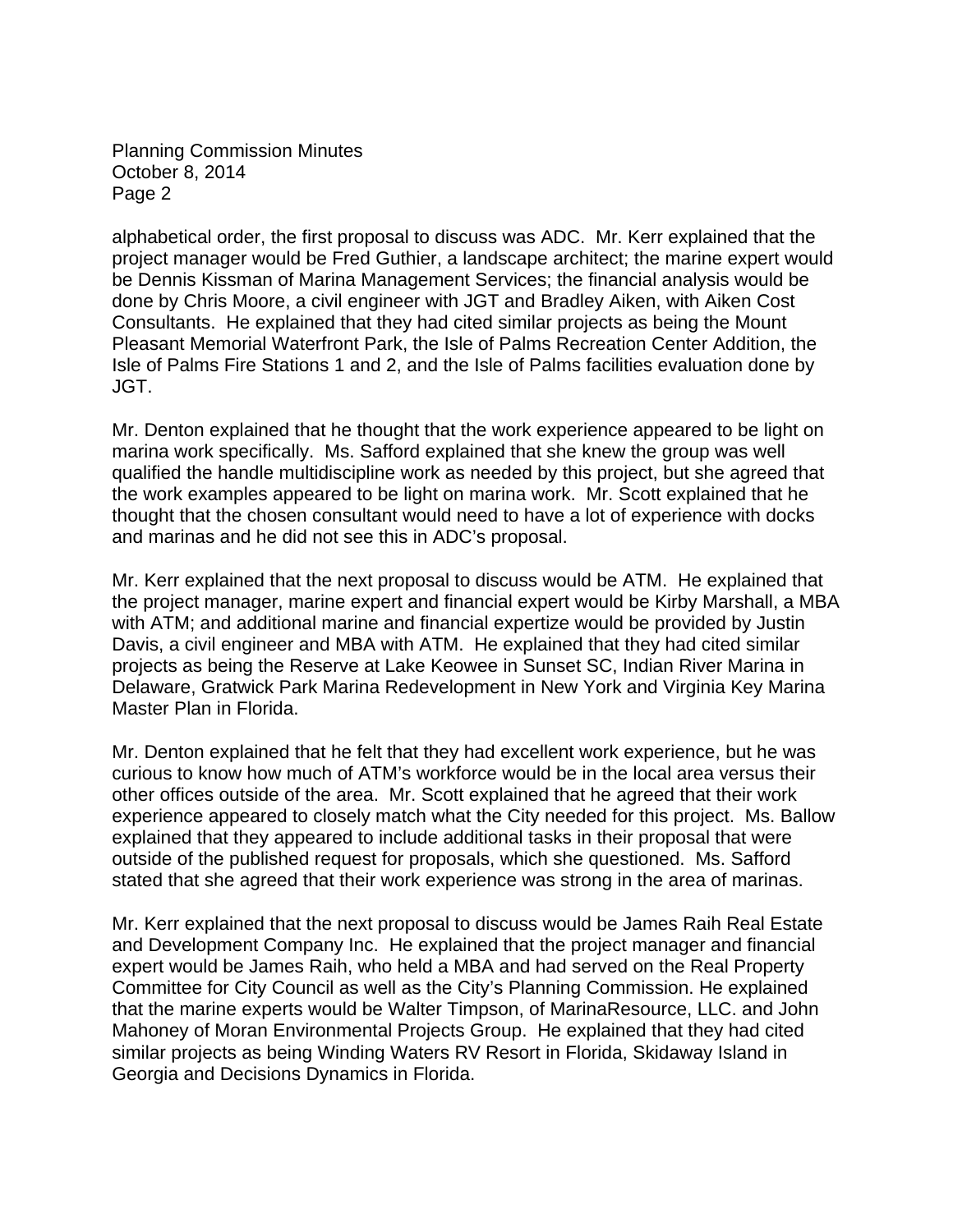alphabetical order, the first proposal to discuss was ADC. Mr. Kerr explained that the project manager would be Fred Guthier, a landscape architect; the marine expert would be Dennis Kissman of Marina Management Services; the financial analysis would be done by Chris Moore, a civil engineer with JGT and Bradley Aiken, with Aiken Cost Consultants. He explained that they had cited similar projects as being the Mount Pleasant Memorial Waterfront Park, the Isle of Palms Recreation Center Addition, the Isle of Palms Fire Stations 1 and 2, and the Isle of Palms facilities evaluation done by JGT.

Mr. Denton explained that he thought that the work experience appeared to be light on marina work specifically. Ms. Safford explained that she knew the group was well qualified the handle multidiscipline work as needed by this project, but she agreed that the work examples appeared to be light on marina work. Mr. Scott explained that he thought that the chosen consultant would need to have a lot of experience with docks and marinas and he did not see this in ADC's proposal.

Mr. Kerr explained that the next proposal to discuss would be ATM. He explained that the project manager, marine expert and financial expert would be Kirby Marshall, a MBA with ATM; and additional marine and financial expertize would be provided by Justin Davis, a civil engineer and MBA with ATM. He explained that they had cited similar projects as being the Reserve at Lake Keowee in Sunset SC, Indian River Marina in Delaware, Gratwick Park Marina Redevelopment in New York and Virginia Key Marina Master Plan in Florida.

Mr. Denton explained that he felt that they had excellent work experience, but he was curious to know how much of ATM's workforce would be in the local area versus their other offices outside of the area. Mr. Scott explained that he agreed that their work experience appeared to closely match what the City needed for this project. Ms. Ballow explained that they appeared to include additional tasks in their proposal that were outside of the published request for proposals, which she questioned. Ms. Safford stated that she agreed that their work experience was strong in the area of marinas.

Mr. Kerr explained that the next proposal to discuss would be James Raih Real Estate and Development Company Inc. He explained that the project manager and financial expert would be James Raih, who held a MBA and had served on the Real Property Committee for City Council as well as the City's Planning Commission. He explained that the marine experts would be Walter Timpson, of MarinaResource, LLC. and John Mahoney of Moran Environmental Projects Group. He explained that they had cited similar projects as being Winding Waters RV Resort in Florida, Skidaway Island in Georgia and Decisions Dynamics in Florida.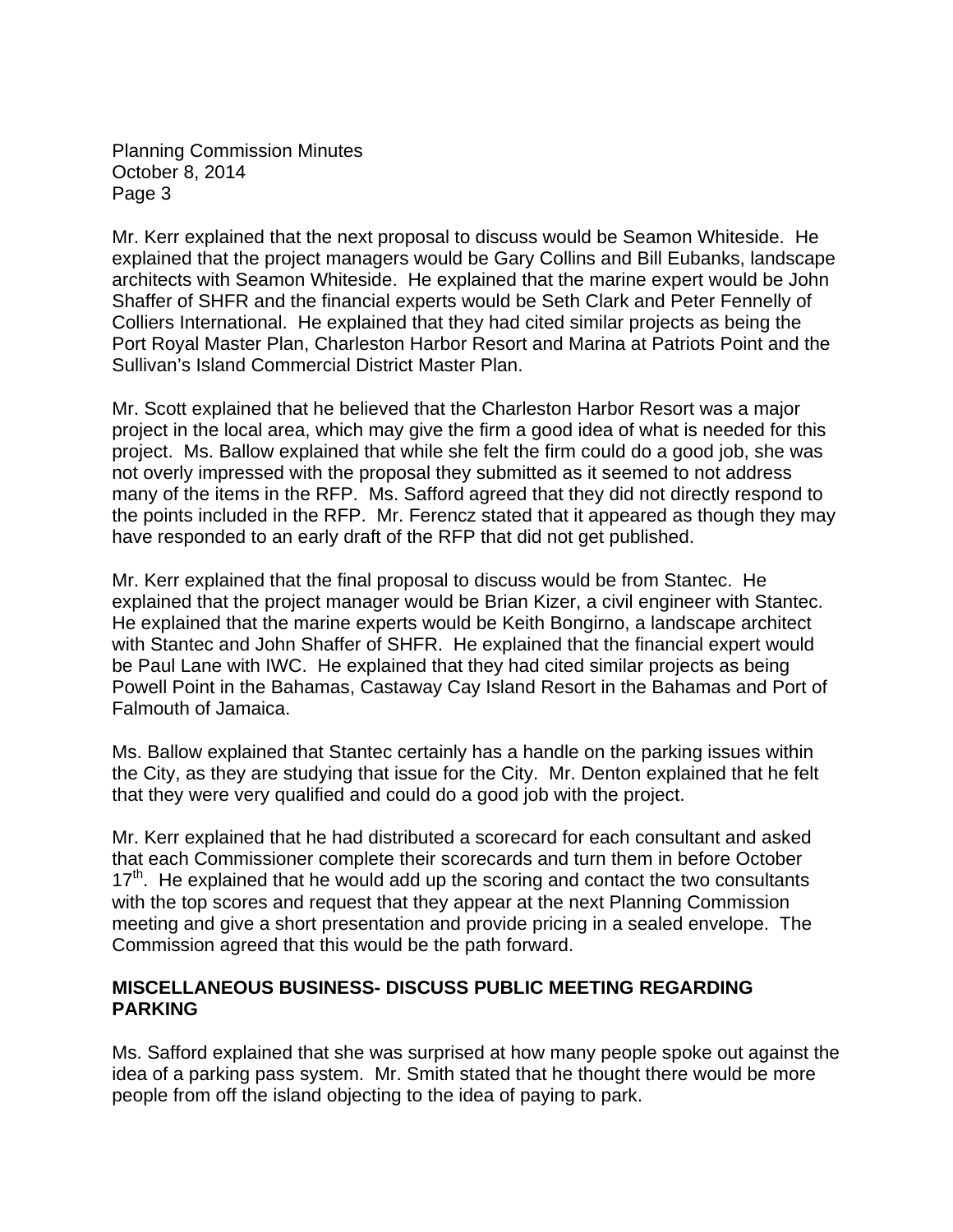Mr. Kerr explained that the next proposal to discuss would be Seamon Whiteside. He explained that the project managers would be Gary Collins and Bill Eubanks, landscape architects with Seamon Whiteside. He explained that the marine expert would be John Shaffer of SHFR and the financial experts would be Seth Clark and Peter Fennelly of Colliers International. He explained that they had cited similar projects as being the Port Royal Master Plan, Charleston Harbor Resort and Marina at Patriots Point and the Sullivan's Island Commercial District Master Plan.

Mr. Scott explained that he believed that the Charleston Harbor Resort was a major project in the local area, which may give the firm a good idea of what is needed for this project. Ms. Ballow explained that while she felt the firm could do a good job, she was not overly impressed with the proposal they submitted as it seemed to not address many of the items in the RFP. Ms. Safford agreed that they did not directly respond to the points included in the RFP. Mr. Ferencz stated that it appeared as though they may have responded to an early draft of the RFP that did not get published.

Mr. Kerr explained that the final proposal to discuss would be from Stantec. He explained that the project manager would be Brian Kizer, a civil engineer with Stantec. He explained that the marine experts would be Keith Bongirno, a landscape architect with Stantec and John Shaffer of SHFR. He explained that the financial expert would be Paul Lane with IWC. He explained that they had cited similar projects as being Powell Point in the Bahamas, Castaway Cay Island Resort in the Bahamas and Port of Falmouth of Jamaica.

Ms. Ballow explained that Stantec certainly has a handle on the parking issues within the City, as they are studying that issue for the City. Mr. Denton explained that he felt that they were very qualified and could do a good job with the project.

Mr. Kerr explained that he had distributed a scorecard for each consultant and asked that each Commissioner complete their scorecards and turn them in before October 17th. He explained that he would add up the scoring and contact the two consultants with the top scores and request that they appear at the next Planning Commission meeting and give a short presentation and provide pricing in a sealed envelope. The Commission agreed that this would be the path forward.

**MISCELLANEOUS BUSINESS- DISCUSS PUBLIC MEETING REGARDING PARKING**

Ms. Safford explained that she was surprised at how many people spoke out against the idea of a parking pass system. Mr. Smith stated that he thought there would be more people from off the island objecting to the idea of paying to park.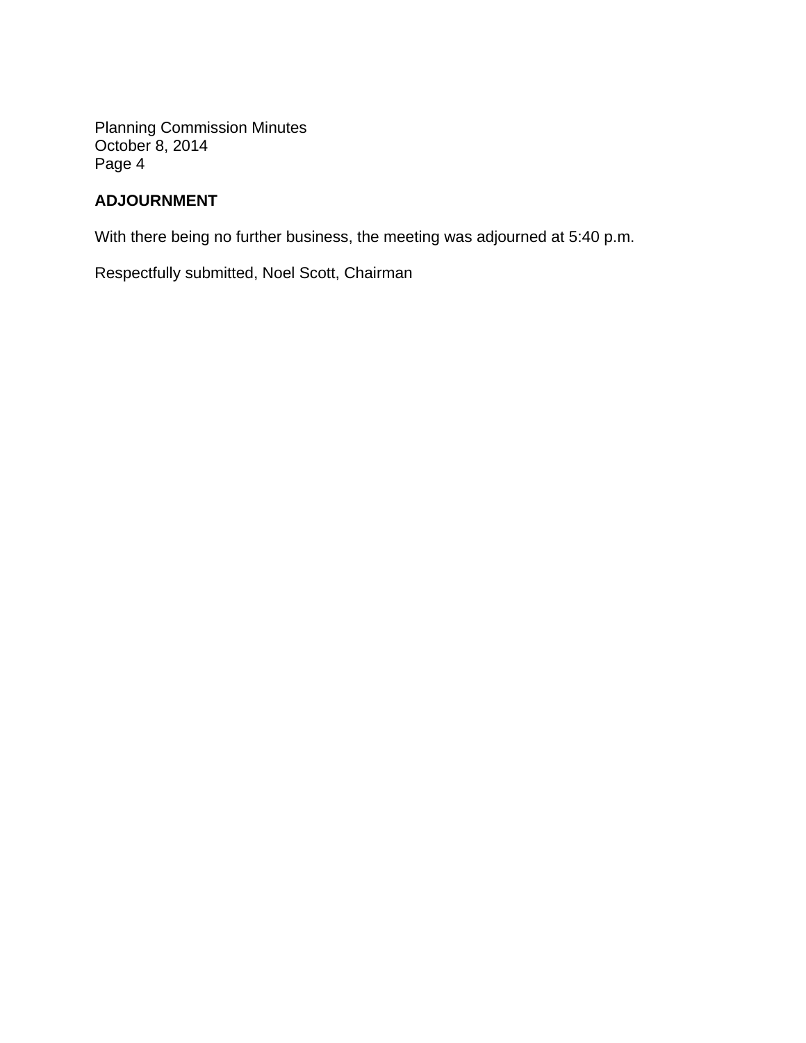## ADJOURNMENT

With there being no further business, the meeting was adjourned at 5:40 p.m.

Respectfully submitted, Noel Scott, Chairman